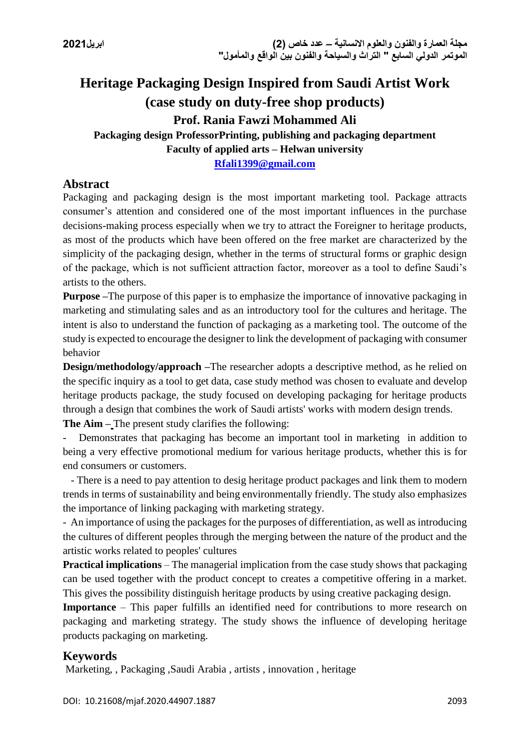# Heritage Packaging Design Inspired from Saudi Artist Work (case study on duty-free shop products)

**Prof. Rania Fawzi Mohammed Ali**

**Packaging design ProfessorPrinting, publishing and packaging department**

**Faculty of applied arts – Helwan university**

**Rfali1399@gmail.com**

## Abstract

Packaging and packaging design is the most important marketing tool. Package attracts consumer's attention and considered one of the most important influences in the purchase decisions-making process especially when we try to attract the Foreigner to heritage products, as most of the products which have been offered on the free market are characterized by the simplicity of the packaging design, whether in the terms of structural forms or graphic design of the package, which is not sufficient attraction factor, moreover as a tool to define Saudi's artists to the others.

**Purpose** –The purpose of this paper is to emphasize the importance of innovative packaging in marketing and stimulating sales and as an introductory tool for the cultures and heritage. The intent is also to understand the function of packaging as a marketing tool. The outcome of the study is expected to encourage the designer to link the development of packaging with consumer behavior

**Design/methodology/approach** –The researcher adopts a descriptive method, as he relied on the specific inquiry as a tool to get data, case study method was chosen to evaluate and develop heritage products package, the study focused on developing packaging for heritage products through a design that combines the work of Saudi artists' works with modern design trends.

**The Aim –** The present study clarifies the following:

- Demonstrates that packaging has become an important tool in marketing in addition to being a very effective promotional medium for various heritage products, whether this is for end consumers or customers.
- There is a need to pay attention to desig heritage product packages and link them to modern trends in terms of sustainability and being environmentally friendly. The study also emphasizes the importance of linking packaging with marketing strategy.
- An importance of using the packages for the purposes of differentiation, as well as introducing the cultures of different peoples through the merging between the nature of the product and the artistic works related to peoples' cultures

**Practical implications** – The managerial implication from the case study shows that packaging can be used together with the product concept to creates a competitive offering in a market. This gives the possibility distinguish heritage products by using creative packaging design.

**Importance** – This paper fulfills an identified need for contributions to more research on packaging and marketing strategy. The study shows the influence of developing heritage products packaging on marketing.

## Keywords

Marketing, , Packaging ,Saudi Arabia , artists , innovation , heritage

DOI: 10.21608/mjaf.2020.44907.1887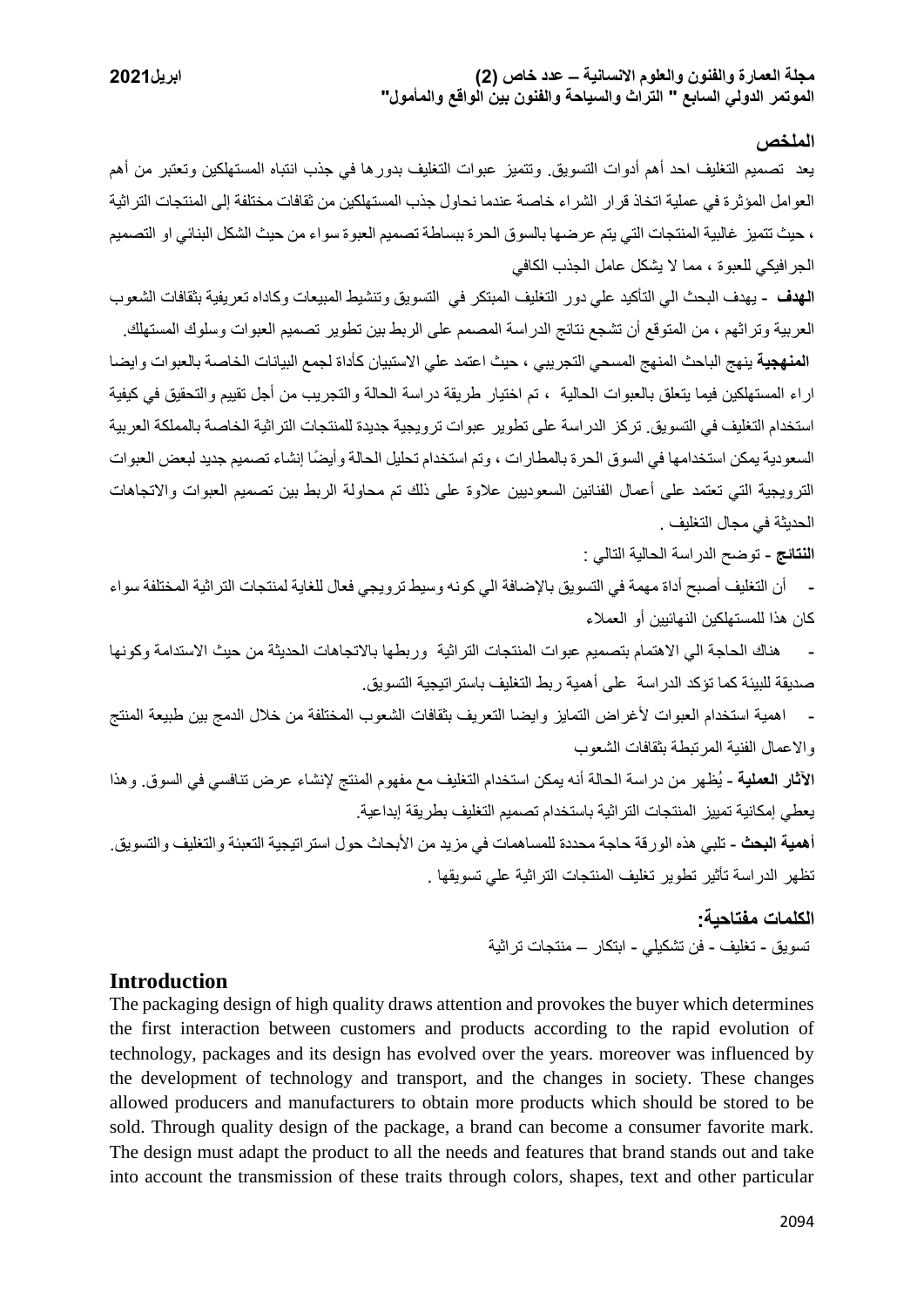## الملخص

يعد تصميم التغليف احد أهم أدوات التسويق. وتتميز عبوات التغليف بدورها في جذب انتباه المستهلكين وتعتبر من أهم العوامل المؤثرة في عملية اتخاذ قرار الشراء خاصة عندما نحاول جذب المستهلكين من ثقافات مختلفة إلى المنتجات التراثية ، حيث تتميز غالبية المنتجات التي يتم عرضها بالسوق الحرة ببساطة تصميم العبوة سواء من حيث الشكل البنائي او التصميم الجرافيكي للعبوة ، مما لا يشكل عامل الجذب الكافي

**الهدف** - يهدف البحث الي التأكيد علي دور التغليف المبتكر في التسويق وتنشيط المبيعات وكاداه تعريفية بثقافات الشعوب العربية وتراثهم ، من المتوقع أن تشجع نتائج الدراسة المصمم على الربط بين تطوير تصميم العبوات وسلوك المستهلك.

**المنهجية** ينهج الباحث المنهج المسحي التجريبي ، حيث اعتمد علي الاستبيان كأداة لجمع البيانات الخاصة بالعبوات وايضا اراء المستهلكين فيما يتعلق بالعبوات الحالية ، تم اختيار طريقة دراسة الحالة والتجريب من أجل تقييم والتحقيق في كيفية استخدام التغليف في التسويق. تركز الدراسة على تطوير عبوات ترويجية جديدة للمنتجات التراثية الخاصة بالمملكة العربية السعودية يمكن استخدامها في السوق الحرة بالمطارات ، وتم استخدام تحليل الحالة وأيضًا إنشاء تصميم جديد لبعض العبوات الترويجية التي تعتمد على أعمال الفنانين السعوديين علاوة على ذلك تم محاولة الربط بين تصميم العبوات والاتجاهات الحديثة في مجال التغليف .

**النتائج** - توضح الدراسة الحالية التالي :

- أن التغليف أصبح أداة مهمة في التسويق بالإضافة الي كونه وسيط ترويجي فعال للغاية لمنتجات التراثية المختلفة سواء كان هذا للمستهلكين النهائيين أو العملاء
- هناك الحاجة الي الاهتمام بتصميم عبوات المنتجات التراثية وربطها بالاتجاهات الحديثة من حيث الاستدامة وكونها صديقة للبيئة كما تؤكد الدراسة على أهمية ربط التغليف باستراتيجية التسويق.
- اهمية استخدام العبوات لأغراض التمايز وايضا التعريف بثقافات الشعوب المختلفة من خلال الدمج بين طبيعة المنتج والاعمال الفنية المرتبطة بثقافات الشعوب

**الآثار العملية** - يُظهر من دراسة الحالة أنه يمكن استخدام التغليف مع مفهوم المنتج لإنشاء عرض تنافسي في السوق. وهذا يعطي إمكانية تمييز المنتجات التراثية باستخدام تصميم التغليف بطريقة إبداعية.

**أهمية البحث** - تلبي هذه الورقة حاجة محددة للمساهمات في مزيد من الأبحاث حول استراتيجية التعبئة والتغليف والتسويق. تظهر الدراسة تأثير تطوير تغليف المنتجات التراثية علي تسويقها .

**الكلمات مفتاحية:**

تسويق - تغليف - فن تشكيلي - ابتكار – منتجات تراثية

## Introduction

The packaging design of high quality draws attention and provokes the buyer which determines the first interaction between customers and products according to the rapid evolution of technology, packages and its design has evolved over the years. moreover was influenced by the development of technology and transport, and the changes in society. These changes allowed producers and manufacturers to obtain more products which should be stored to be sold. Through quality design of the package, a brand can become a consumer favorite mark. The design must adapt the product to all the needs and features that brand stands out and take into account the transmission of these traits through colors, shapes, text and other particular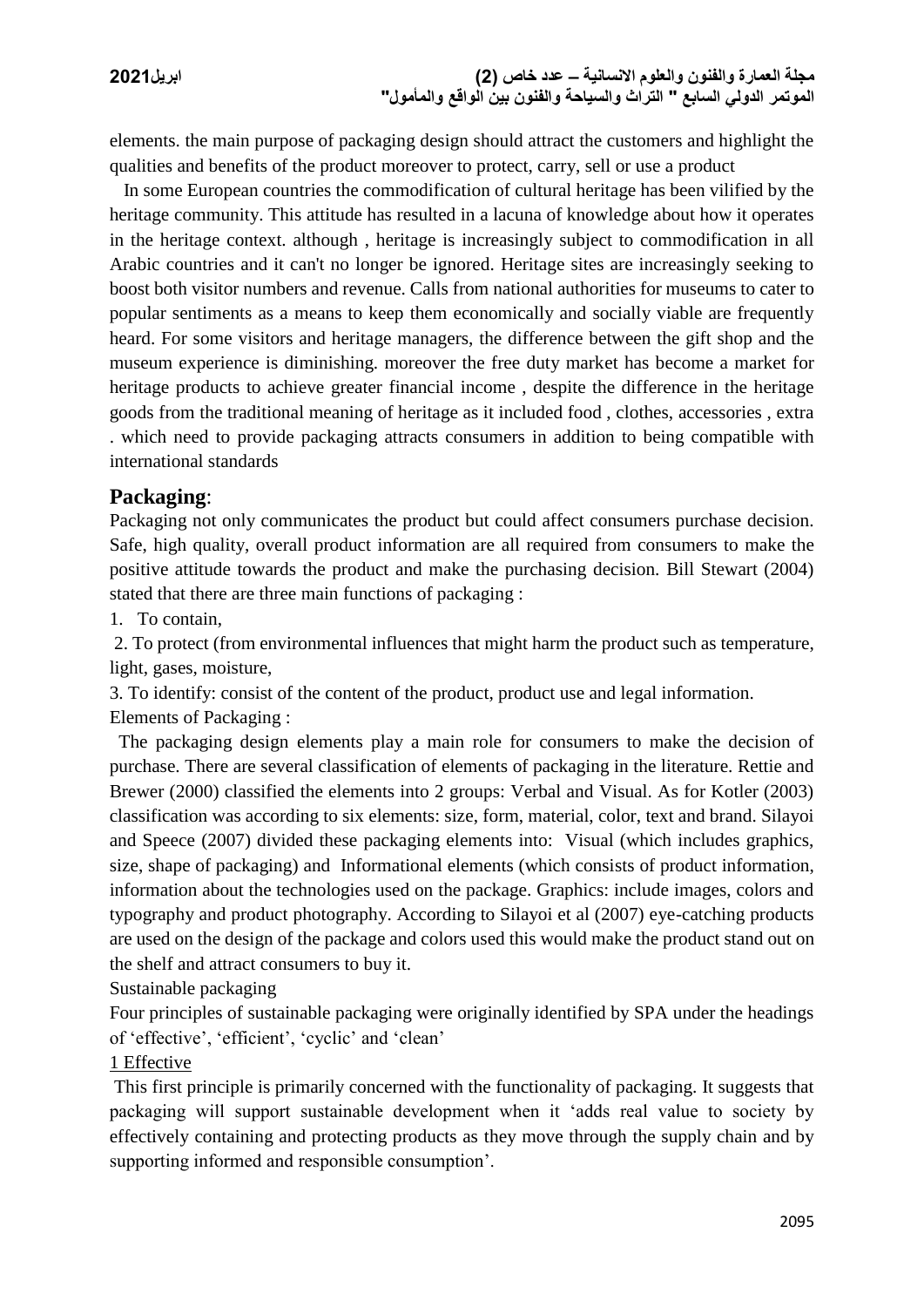elements. the main purpose of packaging design should attract the customers and highlight the qualities and benefits of the product moreover to protect, carry, sell or use a product

In some European countries the commodification of cultural heritage has been vilified by the heritage community. This attitude has resulted in a lacuna of knowledge about how it operates in the heritage context. although , heritage is increasingly subject to commodification in all Arabic countries and it can't no longer be ignored. Heritage sites are increasingly seeking to boost both visitor numbers and revenue. Calls from national authorities for museums to cater to popular sentiments as a means to keep them economically and socially viable are frequently heard. For some visitors and heritage managers, the difference between the gift shop and the museum experience is diminishing. moreover the free duty market has become a market for heritage products to achieve greater financial income , despite the difference in the heritage goods from the traditional meaning of heritage as it included food , clothes, accessories , extra . which need to provide packaging attracts consumers in addition to being compatible with international standards

## Packaging:

Packaging not only communicates the product but could affect consumers purchase decision. Safe, high quality, overall product information are all required from consumers to make the positive attitude towards the product and make the purchasing decision. Bill Stewart (2004) stated that there are three main functions of packaging :

1. To contain,
2. To protect (from environmental influences that might harm the product such as temperature, light, gases, moisture,
3. To identify: consist of the content of the product, product use and legal information.

Elements of Packaging :

The packaging design elements play a main role for consumers to make the decision of purchase. There are several classification of elements of packaging in the literature. Rettie and Brewer (2000) classified the elements into 2 groups: Verbal and Visual. As for Kotler (2003) classification was according to six elements: size, form, material, color, text and brand. Silayoi and Speece (2007) divided these packaging elements into: Visual (which includes graphics, size, shape of packaging) and Informational elements (which consists of product information, information about the technologies used on the package. Graphics: include images, colors and typography and product photography. According to Silayoi et al (2007) eye-catching products are used on the design of the package and colors used this would make the product stand out on the shelf and attract consumers to buy it.

Sustainable packaging

Four principles of sustainable packaging were originally identified by SPA under the headings of 'effective', 'efficient', 'cyclic' and 'clean'

1 Effective

This first principle is primarily concerned with the functionality of packaging. It suggests that packaging will support sustainable development when it 'adds real value to society by effectively containing and protecting products as they move through the supply chain and by supporting informed and responsible consumption'.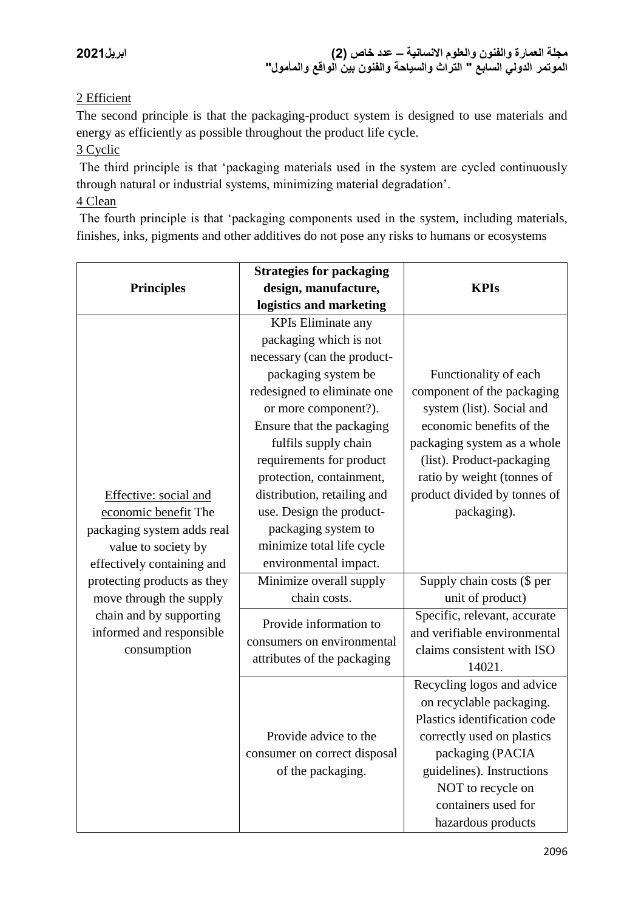2 Efficient

The second principle is that the packaging-product system is designed to use materials and energy as efficiently as possible throughout the product life cycle.

3 Cyclic

The third principle is that 'packaging materials used in the system are cycled continuously through natural or industrial systems, minimizing material degradation'.

4 Clean

The fourth principle is that 'packaging components used in the system, including materials, finishes, inks, pigments and other additives do not pose any risks to humans or ecosystems

| **Principles** | **Strategies for packaging design, manufacture, logistics and marketing** | **KPIs** |
|---|---|---|
| Effective: social and economic benefit The packaging system adds real value to society by effectively containing and protecting products as they move through the supply chain and by supporting informed and responsible consumption | KPIs Eliminate any packaging which is not necessary (can the product-packaging system be redesigned to eliminate one or more component?). Ensure that the packaging fulfils supply chain requirements for product protection, containment, distribution, retailing and use. Design the product-packaging system to minimize total life cycle environmental impact. | Functionality of each component of the packaging system (list). Social and economic benefits of the packaging system as a whole (list). Product-packaging ratio by weight (tonnes of product divided by tonnes of packaging). |
| | Minimize overall supply chain costs. | Supply chain costs ($ per unit of product) |
| | Provide information to consumers on environmental attributes of the packaging | Specific, relevant, accurate and verifiable environmental claims consistent with ISO 14021. |
| | Provide advice to the consumer on correct disposal of the packaging. | Recycling logos and advice on recyclable packaging. Plastics identification code correctly used on plastics packaging (PACIA guidelines). Instructions NOT to recycle on containers used for hazardous products |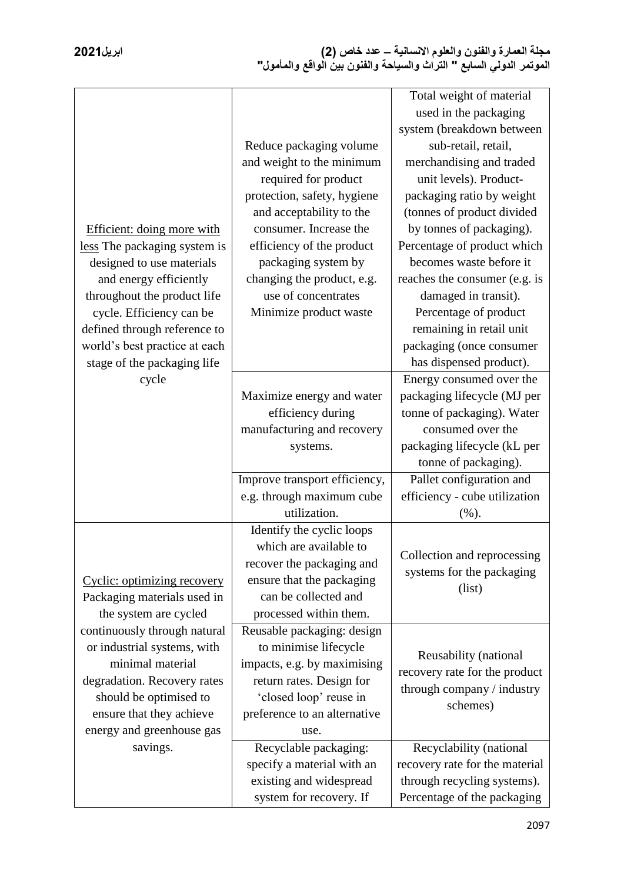| | | |
|---|---|---|
| Efficient: doing more with less The packaging system is designed to use materials and energy efficiently throughout the product life cycle. Efficiency can be defined through reference to world's best practice at each stage of the packaging life cycle | Reduce packaging volume and weight to the minimum required for product protection, safety, hygiene and acceptability to the consumer. Increase the efficiency of the product packaging system by changing the product, e.g. use of concentrates Minimize product waste | Total weight of material used in the packaging system (breakdown between sub-retail, retail, merchandising and traded unit levels). Product-packaging ratio by weight (tonnes of product divided by tonnes of packaging). Percentage of product which becomes waste before it reaches the consumer (e.g. is damaged in transit). Percentage of product remaining in retail unit packaging (once consumer has dispensed product). |
| | Maximize energy and water efficiency during manufacturing and recovery systems. | Energy consumed over the packaging lifecycle (MJ per tonne of packaging). Water consumed over the packaging lifecycle (kL per tonne of packaging). |
| | Improve transport efficiency, e.g. through maximum cube utilization. | Pallet configuration and efficiency - cube utilization (%). |
| Cyclic: optimizing recovery Packaging materials used in the system are cycled continuously through natural or industrial systems, with minimal material degradation. Recovery rates should be optimised to ensure that they achieve energy and greenhouse gas savings. | Identify the cyclic loops which are available to recover the packaging and ensure that the packaging can be collected and processed within them. | Collection and reprocessing systems for the packaging (list) |
| | Reusable packaging: design to minimise lifecycle impacts, e.g. by maximising return rates. Design for 'closed loop' reuse in preference to an alternative use. | Reusability (national recovery rate for the product through company / industry schemes) |
| | Recyclable packaging: specify a material with an existing and widespread system for recovery. If | Recyclability (national recovery rate for the material through recycling systems). Percentage of the packaging |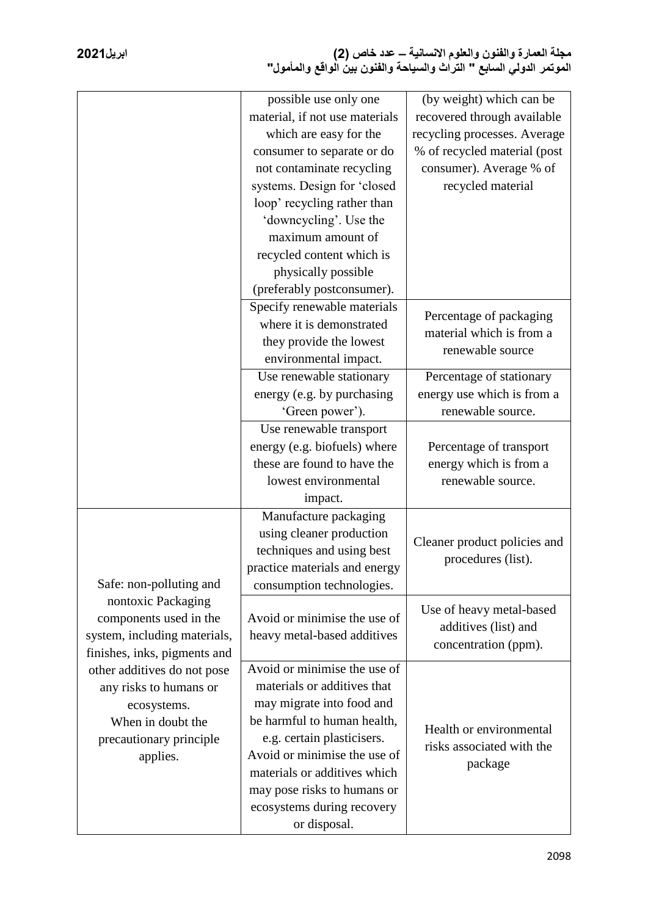|  |  |  |
|---|---|---|
|  | possible use only one material, if not use materials which are easy for the consumer to separate or do not contaminate recycling systems. Design for 'closed loop' recycling rather than 'downcycling'. Use the maximum amount of recycled content which is physically possible (preferably postconsumer). | (by weight) which can be recovered through available recycling processes. Average % of recycled material (post consumer). Average % of recycled material |
|  | Specify renewable materials where it is demonstrated they provide the lowest environmental impact. | Percentage of packaging material which is from a renewable source |
|  | Use renewable stationary energy (e.g. by purchasing 'Green power'). | Percentage of stationary energy use which is from a renewable source. |
|  | Use renewable transport energy (e.g. biofuels) where these are found to have the lowest environmental impact. | Percentage of transport energy which is from a renewable source. |
| Safe: non-polluting and nontoxic Packaging components used in the system, including materials, finishes, inks, pigments and other additives do not pose any risks to humans or ecosystems. When in doubt the precautionary principle applies. | Manufacture packaging using cleaner production techniques and using best practice materials and energy consumption technologies. | Cleaner product policies and procedures (list). |
|  | Avoid or minimise the use of heavy metal-based additives | Use of heavy metal-based additives (list) and concentration (ppm). |
|  | Avoid or minimise the use of materials or additives that may migrate into food and be harmful to human health, e.g. certain plasticisers. Avoid or minimise the use of materials or additives which may pose risks to humans or ecosystems during recovery or disposal. | Health or environmental risks associated with the package |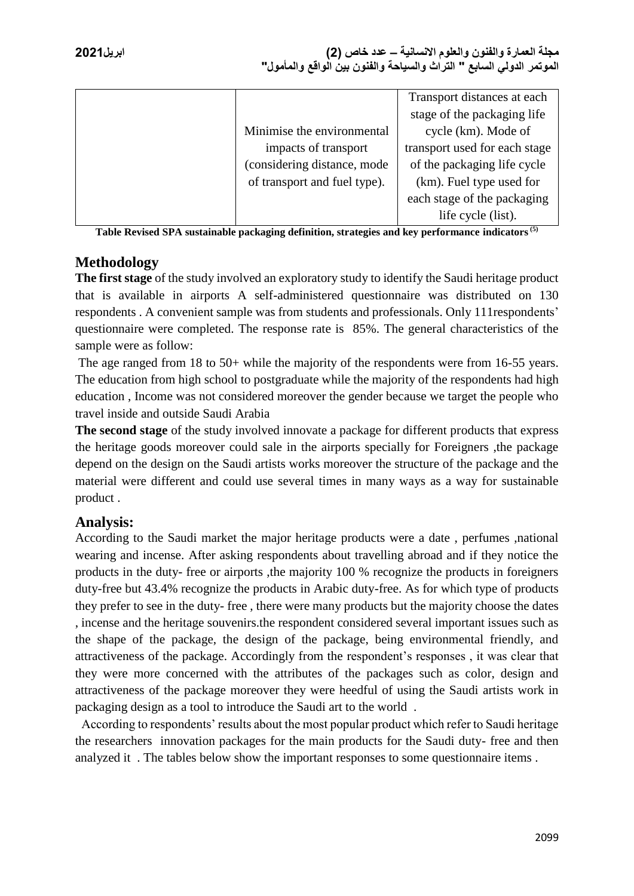| | | |
|---|---|---|
| | Minimise the environmental impacts of transport (considering distance, mode of transport and fuel type). | Transport distances at each stage of the packaging life cycle (km). Mode of transport used for each stage of the packaging life cycle (km). Fuel type used for each stage of the packaging life cycle (list). |

**Table Revised SPA sustainable packaging definition, strategies and key performance indicators [5]**

## Methodology

**The first stage** of the study involved an exploratory study to identify the Saudi heritage product that is available in airports A self-administered questionnaire was distributed on 130 respondents . A convenient sample was from students and professionals. Only 111respondents' questionnaire were completed. The response rate is 85%. The general characteristics of the sample were as follow:

The age ranged from 18 to 50+ while the majority of the respondents were from 16-55 years. The education from high school to postgraduate while the majority of the respondents had high education , Income was not considered moreover the gender because we target the people who travel inside and outside Saudi Arabia

**The second stage** of the study involved innovate a package for different products that express the heritage goods moreover could sale in the airports specially for Foreigners ,the package depend on the design on the Saudi artists works moreover the structure of the package and the material were different and could use several times in many ways as a way for sustainable product .

## Analysis:

According to the Saudi market the major heritage products were a date , perfumes ,national wearing and incense. After asking respondents about travelling abroad and if they notice the products in the duty- free or airports ,the majority 100 % recognize the products in foreigners duty-free but 43.4% recognize the products in Arabic duty-free. As for which type of products they prefer to see in the duty- free , there were many products but the majority choose the dates , incense and the heritage souvenirs.the respondent considered several important issues such as the shape of the package, the design of the package, being environmental friendly, and attractiveness of the package. Accordingly from the respondent's responses , it was clear that they were more concerned with the attributes of the packages such as color, design and attractiveness of the package moreover they were heedful of using the Saudi artists work in packaging design as a tool to introduce the Saudi art to the world .

According to respondents' results about the most popular product which refer to Saudi heritage the researchers innovation packages for the main products for the Saudi duty- free and then analyzed it . The tables below show the important responses to some questionnaire items .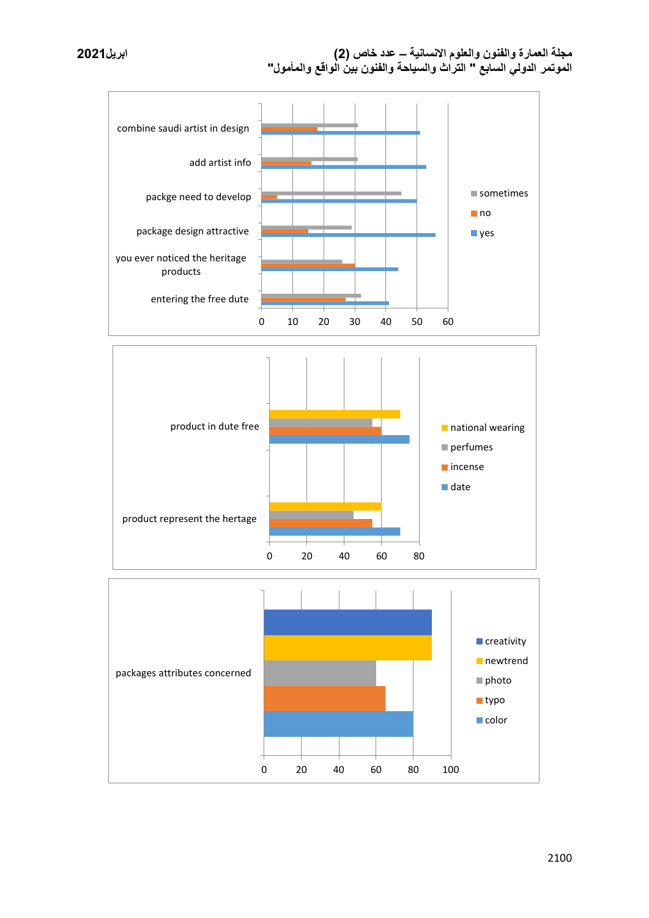combine saudi artist in design

add artist info

packge need to develop

package design attractive

you ever noticed the heritage products

entering the free dute

0 10 20 30 40 50 60

sometimes
no
yes

product in dute free

product represent the hertage

0 20 40 60 80

national wearing
perfumes
incense
date

packages attributes concerned

0 20 40 60 80 100

creativity
newtrend
photo
typo
color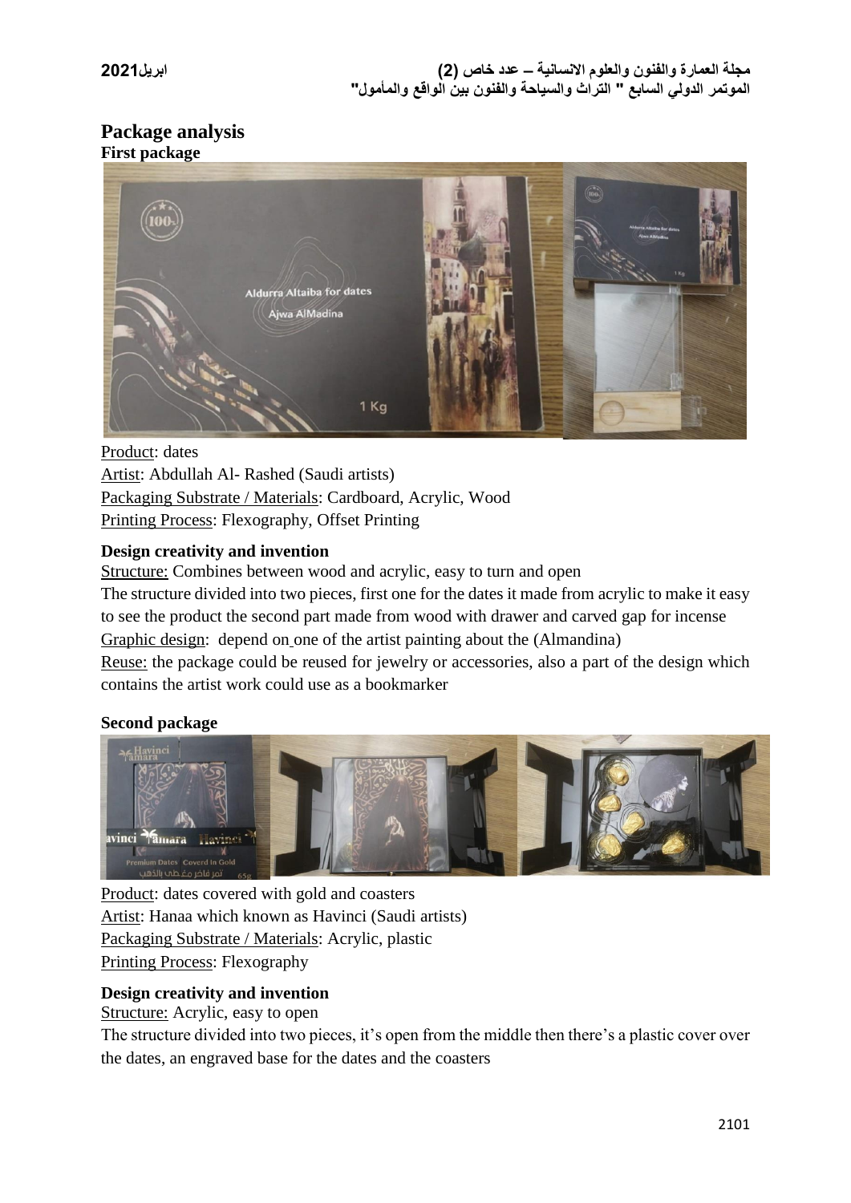# Package analysis

## First package

Product: dates

Artist: Abdullah Al- Rashed (Saudi artists)

Packaging Substrate / Materials: Cardboard, Acrylic, Wood

Printing Process: Flexography, Offset Printing

### Design creativity and invention

Structure: Combines between wood and acrylic, easy to turn and open

The structure divided into two pieces, first one for the dates it made from acrylic to make it easy to see the product the second part made from wood with drawer and carved gap for incense

Graphic design: depend on one of the artist painting about the (Almandina)

Reuse: the package could be reused for jewelry or accessories, also a part of the design which contains the artist work could use as a bookmarker

## Second package

Product: dates covered with gold and coasters

Artist: Hanaa which known as Havinci (Saudi artists)

Packaging Substrate / Materials: Acrylic, plastic

Printing Process: Flexography

### Design creativity and invention

Structure: Acrylic, easy to open

The structure divided into two pieces, it's open from the middle then there's a plastic cover over the dates, an engraved base for the dates and the coasters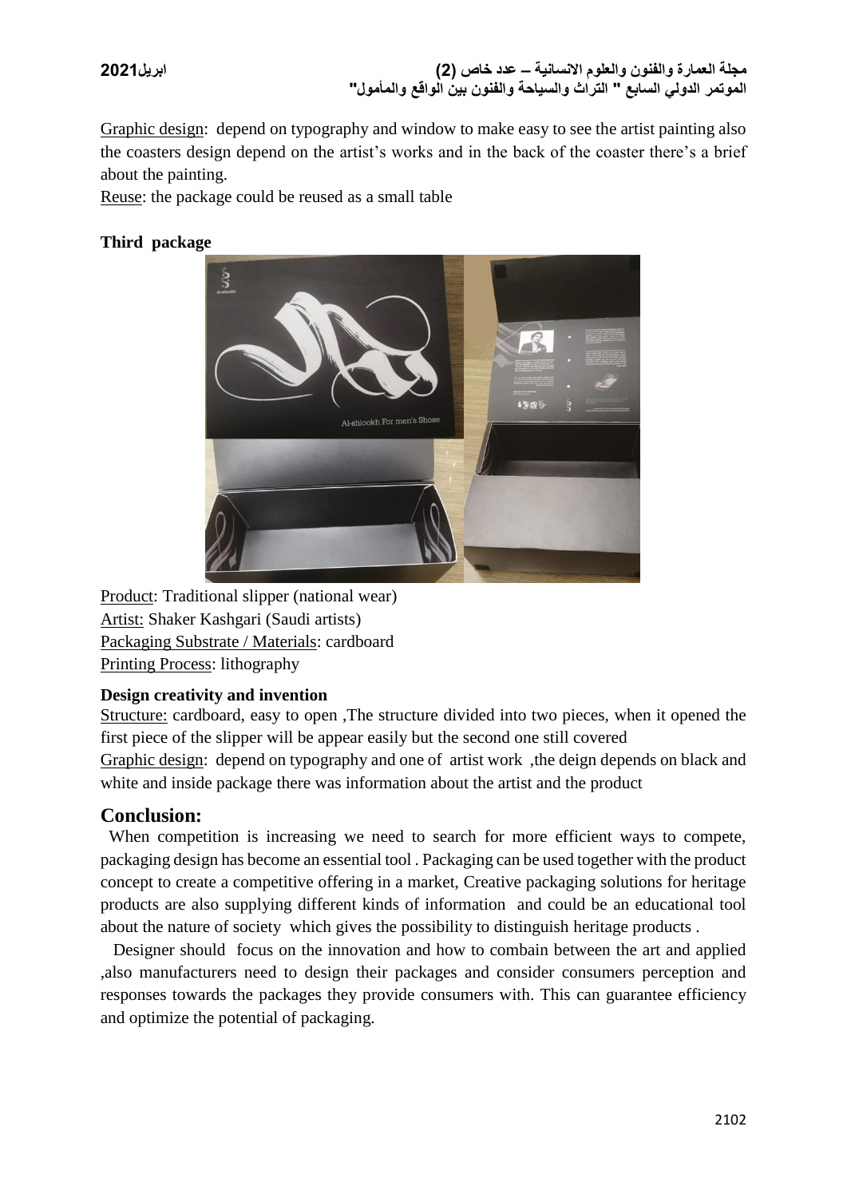Graphic design: depend on typography and window to make easy to see the artist painting also the coasters design depend on the artist's works and in the back of the coaster there's a brief about the painting.

Reuse: the package could be reused as a small table

**Third package**

Product: Traditional slipper (national wear)

Artist: Shaker Kashgari (Saudi artists)

Packaging Substrate / Materials: cardboard

Printing Process: lithography

**Design creativity and invention**

Structure: cardboard, easy to open ,The structure divided into two pieces, when it opened the first piece of the slipper will be appear easily but the second one still covered

Graphic design: depend on typography and one of artist work ,the deign depends on black and white and inside package there was information about the artist and the product

## Conclusion:

When competition is increasing we need to search for more efficient ways to compete, packaging design has become an essential tool . Packaging can be used together with the product concept to create a competitive offering in a market, Creative packaging solutions for heritage products are also supplying different kinds of information and could be an educational tool about the nature of society which gives the possibility to distinguish heritage products .

Designer should focus on the innovation and how to combain between the art and applied ,also manufacturers need to design their packages and consider consumers perception and responses towards the packages they provide consumers with. This can guarantee efficiency and optimize the potential of packaging.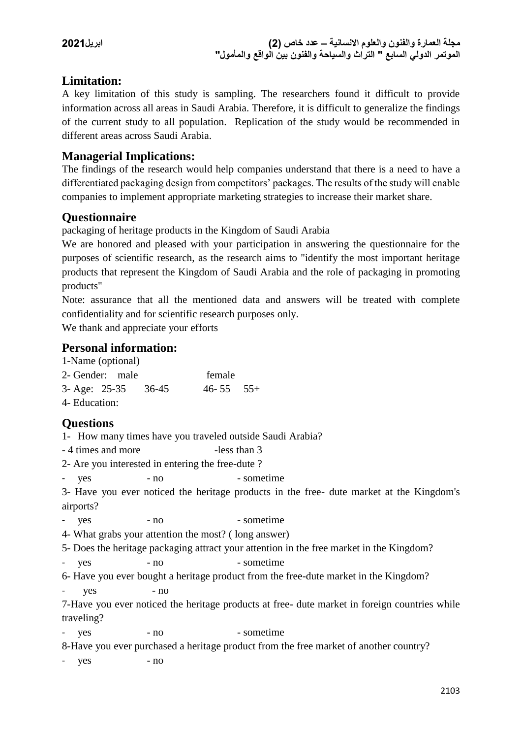## Limitation:

A key limitation of this study is sampling. The researchers found it difficult to provide information across all areas in Saudi Arabia. Therefore, it is difficult to generalize the findings of the current study to all population. Replication of the study would be recommended in different areas across Saudi Arabia.

## Managerial Implications:

The findings of the research would help companies understand that there is a need to have a differentiated packaging design from competitors' packages. The results of the study will enable companies to implement appropriate marketing strategies to increase their market share.

## Questionnaire

packaging of heritage products in the Kingdom of Saudi Arabia

We are honored and pleased with your participation in answering the questionnaire for the purposes of scientific research, as the research aims to "identify the most important heritage products that represent the Kingdom of Saudi Arabia and the role of packaging in promoting products"

Note: assurance that all the mentioned data and answers will be treated with complete confidentiality and for scientific research purposes only.

We thank and appreciate your efforts

## Personal information:

1-Name (optional)

2- Gender: male female

3- Age: 25-35 36-45 46- 55 55+

4- Education:

## Questions

1- How many times have you traveled outside Saudi Arabia?

- 4 times and more -less than 3

2- Are you interested in entering the free-dute ?

- yes - no - sometime

3- Have you ever noticed the heritage products in the free- dute market at the Kingdom's airports?

- yes - no - sometime

4- What grabs your attention the most? ( long answer)

5- Does the heritage packaging attract your attention in the free market in the Kingdom?

- yes - no - sometime

6- Have you ever bought a heritage product from the free-dute market in the Kingdom?

- yes - no

7-Have you ever noticed the heritage products at free- dute market in foreign countries while traveling?

- yes - no - sometime

8-Have you ever purchased a heritage product from the free market of another country?

- yes - no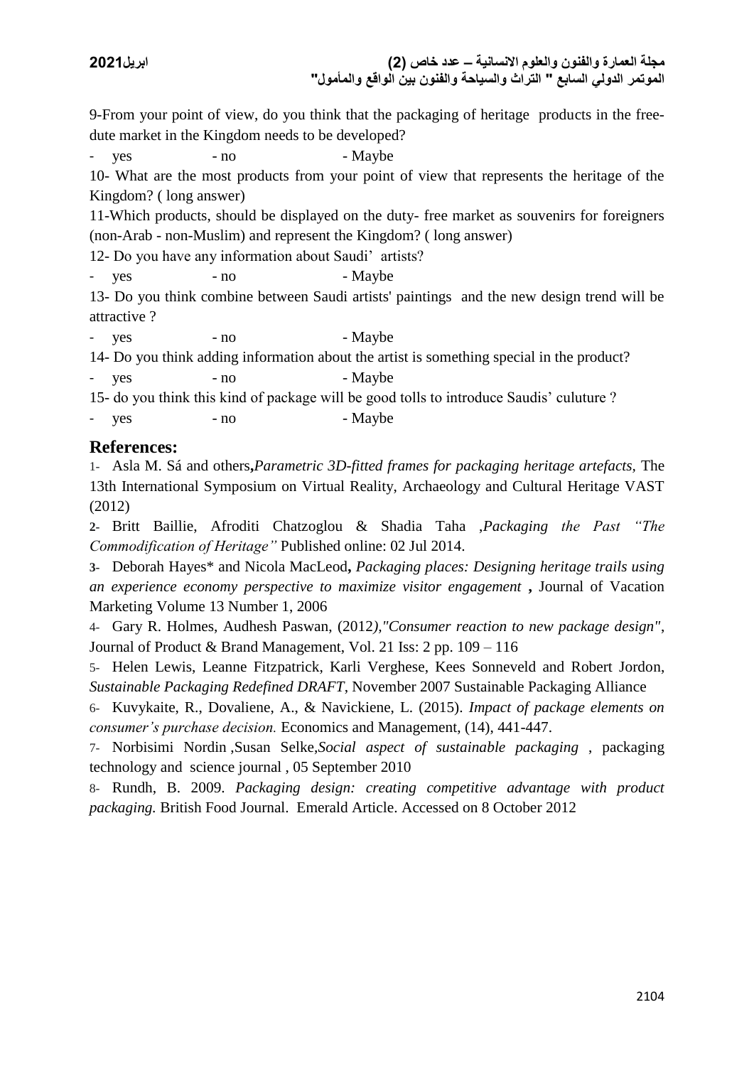9-From your point of view, do you think that the packaging of heritage products in the free-dute market in the Kingdom needs to be developed?

- yes - no - Maybe

10- What are the most products from your point of view that represents the heritage of the Kingdom? ( long answer)

11-Which products, should be displayed on the duty- free market as souvenirs for foreigners (non-Arab - non-Muslim) and represent the Kingdom? ( long answer)

12- Do you have any information about Saudi' artists?

- yes - no - Maybe

13- Do you think combine between Saudi artists' paintings and the new design trend will be attractive ?

- yes - no - Maybe

14- Do you think adding information about the artist is something special in the product?

- yes - no - Maybe

15- do you think this kind of package will be good tolls to introduce Saudis' culuture ?

- yes - no - Maybe

## References:

1- Asla M. Sá and others,*Parametric 3D-fitted frames for packaging heritage artefacts,* The 13th International Symposium on Virtual Reality, Archaeology and Cultural Heritage VAST (2012)

2- Britt Baillie, Afroditi Chatzoglou & Shadia Taha ,*Packaging the Past "The Commodification of Heritage"* Published online: 02 Jul 2014.

3- Deborah Hayes* and Nicola MacLeod**,** *Packaging places: Designing heritage trails using an experience economy perspective to maximize visitor engagement* **,** Journal of Vacation Marketing Volume 13 Number 1, 2006

4- Gary R. Holmes, Audhesh Paswan, (2012*),"Consumer reaction to new package design"*, Journal of Product & Brand Management, Vol. 21 Iss: 2 pp. 109 – 116

5- Helen Lewis, Leanne Fitzpatrick, Karli Verghese, Kees Sonneveld and Robert Jordon, *Sustainable Packaging Redefined DRAFT*, November 2007 Sustainable Packaging Alliance

6- Kuvykaite, R., Dovaliene, A., & Navickiene, L. (2015). *Impact of package elements on consumer's purchase decision.* Economics and Management, (14), 441-447.

7- Norbisimi Nordin ,Susan Selke,*Social aspect of sustainable packaging* , packaging technology and science journal , 05 September 2010

8- Rundh, B. 2009. *Packaging design: creating competitive advantage with product packaging.* British Food Journal. Emerald Article. Accessed on 8 October 2012